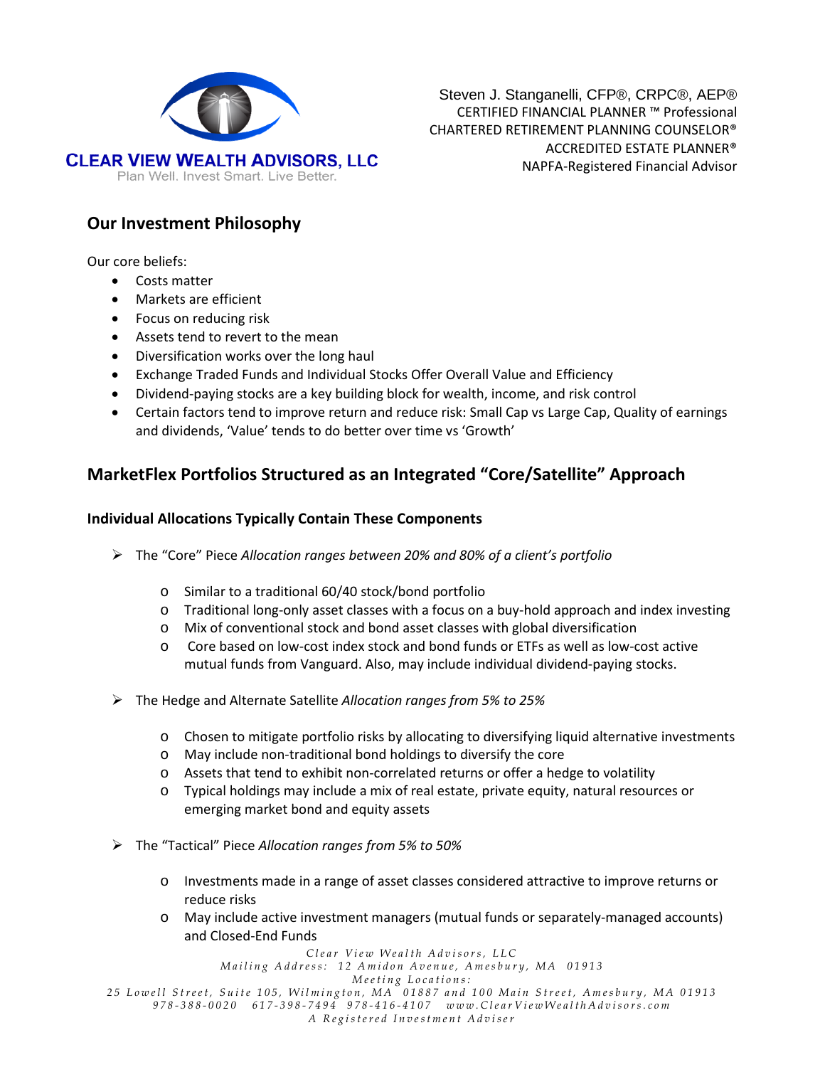**CLEAR VIEW WEALTH ADVISORS, LLC**
Plan Well. Invest Smart. Live Better.

Steven J. Stanganelli, CFP®, CRPC®, AEP®
CERTIFIED FINANCIAL PLANNER ™ Professional
CHARTERED RETIREMENT PLANNING COUNSELOR®
ACCREDITED ESTATE PLANNER®
NAPFA-Registered Financial Advisor

## Our Investment Philosophy

Our core beliefs:

- Costs matter
- Markets are efficient
- Focus on reducing risk
- Assets tend to revert to the mean
- Diversification works over the long haul
- Exchange Traded Funds and Individual Stocks Offer Overall Value and Efficiency
- Dividend-paying stocks are a key building block for wealth, income, and risk control
- Certain factors tend to improve return and reduce risk: Small Cap vs Large Cap, Quality of earnings and dividends, 'Value' tends to do better over time vs 'Growth'

## MarketFlex Portfolios Structured as an Integrated "Core/Satellite" Approach

### Individual Allocations Typically Contain These Components

- The "Core" Piece *Allocation ranges between 20% and 80% of a client's portfolio*
  - Similar to a traditional 60/40 stock/bond portfolio
  - Traditional long-only asset classes with a focus on a buy-hold approach and index investing
  - Mix of conventional stock and bond asset classes with global diversification
  - Core based on low-cost index stock and bond funds or ETFs as well as low-cost active mutual funds from Vanguard. Also, may include individual dividend-paying stocks.

- The Hedge and Alternate Satellite *Allocation ranges from 5% to 25%*
  - Chosen to mitigate portfolio risks by allocating to diversifying liquid alternative investments
  - May include non-traditional bond holdings to diversify the core
  - Assets that tend to exhibit non-correlated returns or offer a hedge to volatility
  - Typical holdings may include a mix of real estate, private equity, natural resources or emerging market bond and equity assets

- The "Tactical" Piece *Allocation ranges from 5% to 50%*
  - Investments made in a range of asset classes considered attractive to improve returns or reduce risks
  - May include active investment managers (mutual funds or separately-managed accounts) and Closed-End Funds

*Clear View Wealth Advisors, LLC*
*Mailing Address: 12 Amidon Avenue, Amesbury, MA 01913*
*Meeting Locations:*
*25 Lowell Street, Suite 105, Wilmington, MA 01887 and 100 Main Street, Amesbury, MA 01913*
*978-388-0020 617-398-7494 978-416-4107 www.ClearViewWealthAdvisors.com*
*A Registered Investment Adviser*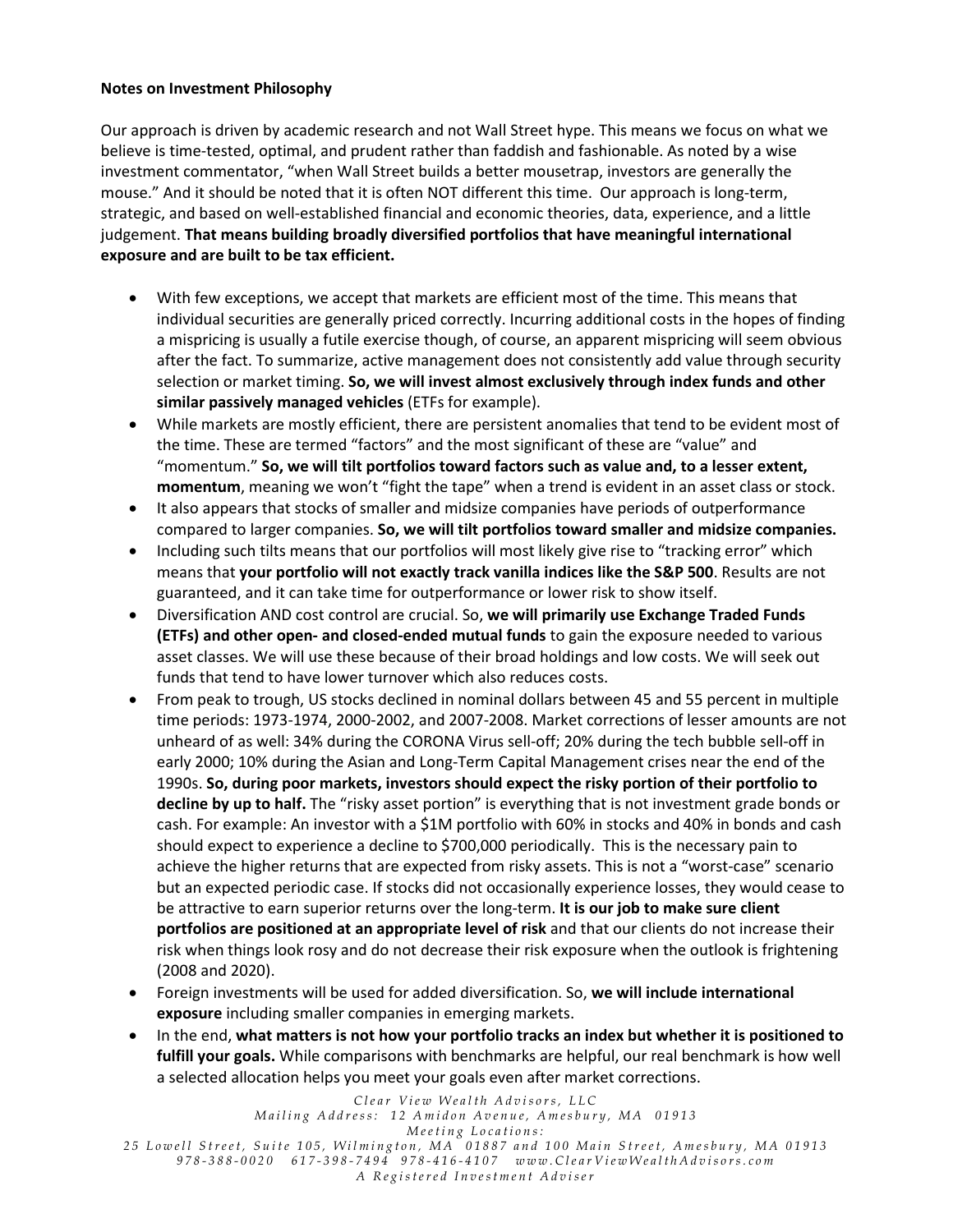**Notes on Investment Philosophy**

Our approach is driven by academic research and not Wall Street hype. This means we focus on what we believe is time-tested, optimal, and prudent rather than faddish and fashionable. As noted by a wise investment commentator, "when Wall Street builds a better mousetrap, investors are generally the mouse." And it should be noted that it is often NOT different this time. Our approach is long-term, strategic, and based on well-established financial and economic theories, data, experience, and a little judgement. **That means building broadly diversified portfolios that have meaningful international exposure and are built to be tax efficient.**

- With few exceptions, we accept that markets are efficient most of the time. This means that individual securities are generally priced correctly. Incurring additional costs in the hopes of finding a mispricing is usually a futile exercise though, of course, an apparent mispricing will seem obvious after the fact. To summarize, active management does not consistently add value through security selection or market timing. **So, we will invest almost exclusively through index funds and other similar passively managed vehicles** (ETFs for example).
- While markets are mostly efficient, there are persistent anomalies that tend to be evident most of the time. These are termed "factors" and the most significant of these are "value" and "momentum." **So, we will tilt portfolios toward factors such as value and, to a lesser extent, momentum**, meaning we won't "fight the tape" when a trend is evident in an asset class or stock.
- It also appears that stocks of smaller and midsize companies have periods of outperformance compared to larger companies. **So, we will tilt portfolios toward smaller and midsize companies.**
- Including such tilts means that our portfolios will most likely give rise to "tracking error" which means that **your portfolio will not exactly track vanilla indices like the S&P 500**. Results are not guaranteed, and it can take time for outperformance or lower risk to show itself.
- Diversification AND cost control are crucial. So, **we will primarily use Exchange Traded Funds (ETFs) and other open- and closed-ended mutual funds** to gain the exposure needed to various asset classes. We will use these because of their broad holdings and low costs. We will seek out funds that tend to have lower turnover which also reduces costs.
- From peak to trough, US stocks declined in nominal dollars between 45 and 55 percent in multiple time periods: 1973-1974, 2000-2002, and 2007-2008. Market corrections of lesser amounts are not unheard of as well: 34% during the CORONA Virus sell-off; 20% during the tech bubble sell-off in early 2000; 10% during the Asian and Long-Term Capital Management crises near the end of the 1990s. **So, during poor markets, investors should expect the risky portion of their portfolio to decline by up to half.** The "risky asset portion" is everything that is not investment grade bonds or cash. For example: An investor with a $1M portfolio with 60% in stocks and 40% in bonds and cash should expect to experience a decline to $700,000 periodically. This is the necessary pain to achieve the higher returns that are expected from risky assets. This is not a "worst-case" scenario but an expected periodic case. If stocks did not occasionally experience losses, they would cease to be attractive to earn superior returns over the long-term. **It is our job to make sure client portfolios are positioned at an appropriate level of risk** and that our clients do not increase their risk when things look rosy and do not decrease their risk exposure when the outlook is frightening (2008 and 2020).
- Foreign investments will be used for added diversification. So, **we will include international exposure** including smaller companies in emerging markets.
- In the end, **what matters is not how your portfolio tracks an index but whether it is positioned to fulfill your goals.** While comparisons with benchmarks are helpful, our real benchmark is how well a selected allocation helps you meet your goals even after market corrections.

*Clear View Wealth Advisors, LLC*
*Mailing Address: 12 Amidon Avenue, Amesbury, MA 01913*
*Meeting Locations:*
*25 Lowell Street, Suite 105, Wilmington, MA 01887 and 100 Main Street, Amesbury, MA 01913*
*978-388-0020 617-398-7494 978-416-4107 www.ClearViewWealthAdvisors.com*
*A Registered Investment Adviser*